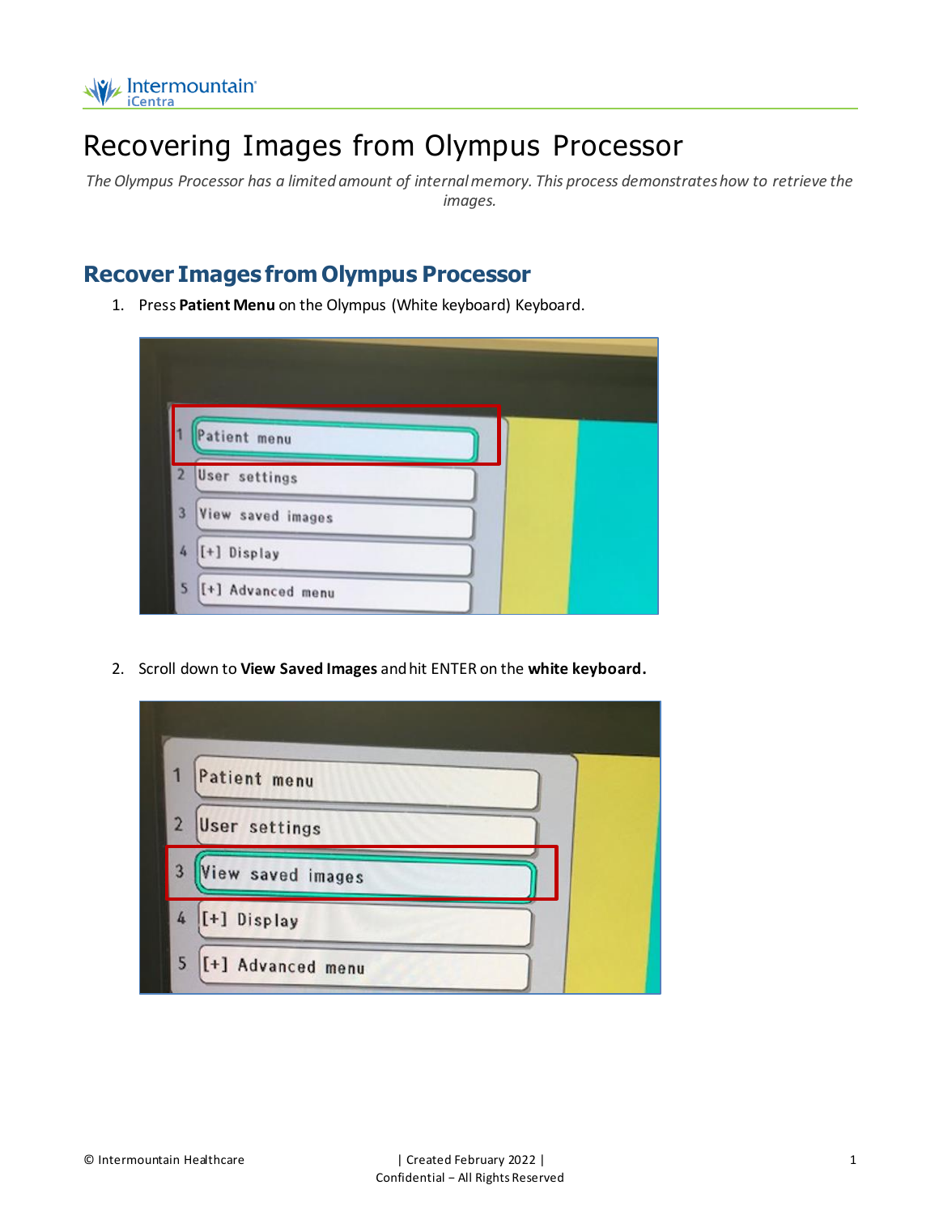# Recovering Images from Olympus Processor

*The Olympus Processor has a limited amount of internal memory. This process demonstrates how to retrieve the images.*

## Recover Images from Olympus Processor

1. Press **Patient Menu** on the Olympus (White keyboard) Keyboard.

2. Scroll down to **View Saved Images** and hit ENTER on the **white keyboard.**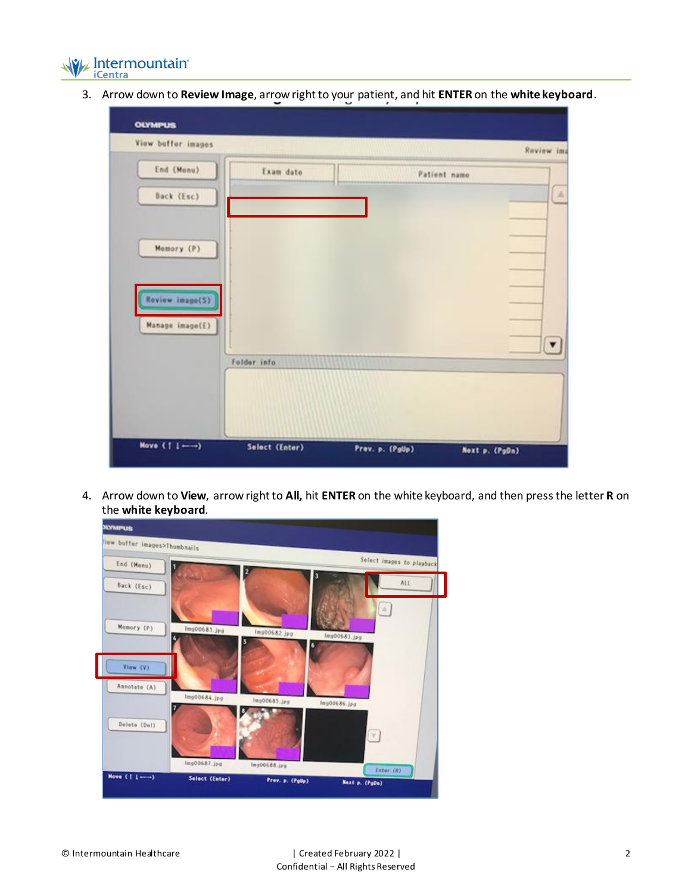3. Arrow down to **Review Image**, arrow right to your patient, and hit **ENTER** on the **white keyboard**.

4. Arrow down to **View**, arrow right to **All,** hit **ENTER** on the white keyboard, and then press the letter **R** on the **white keyboard**.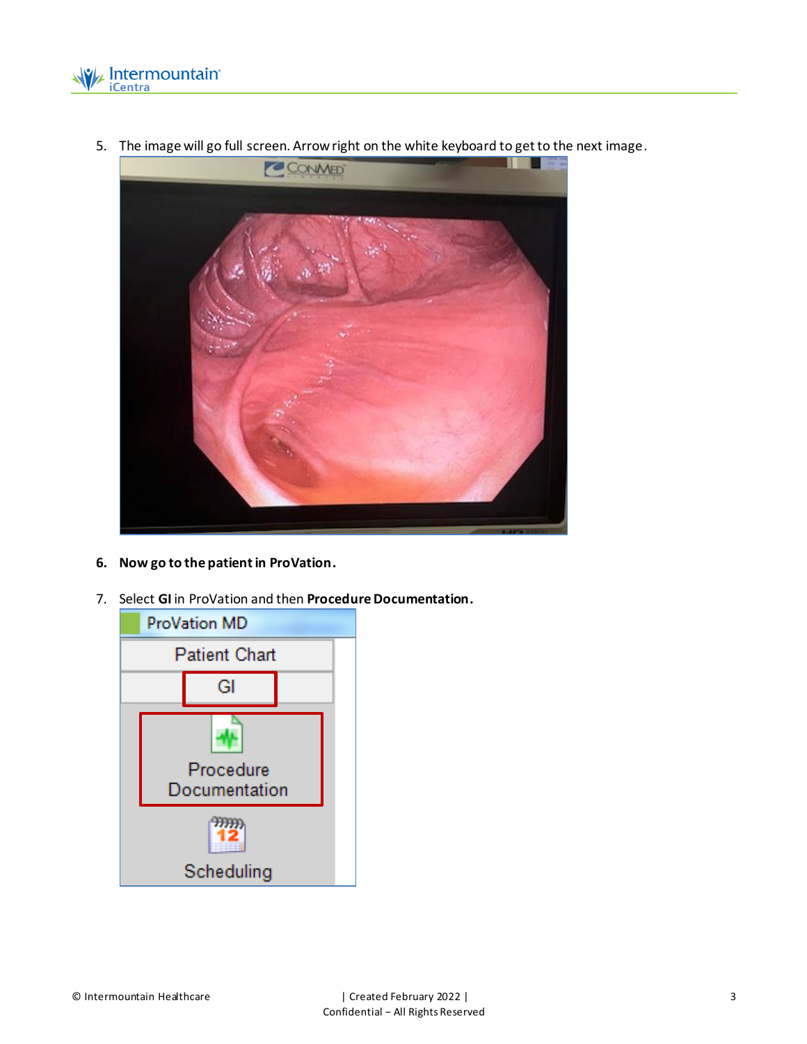5. The image will go full screen. Arrow right on the white keyboard to get to the next image.

6. **Now go to the patient in ProVation.**

7. Select **GI** in ProVation and then **Procedure Documentation.**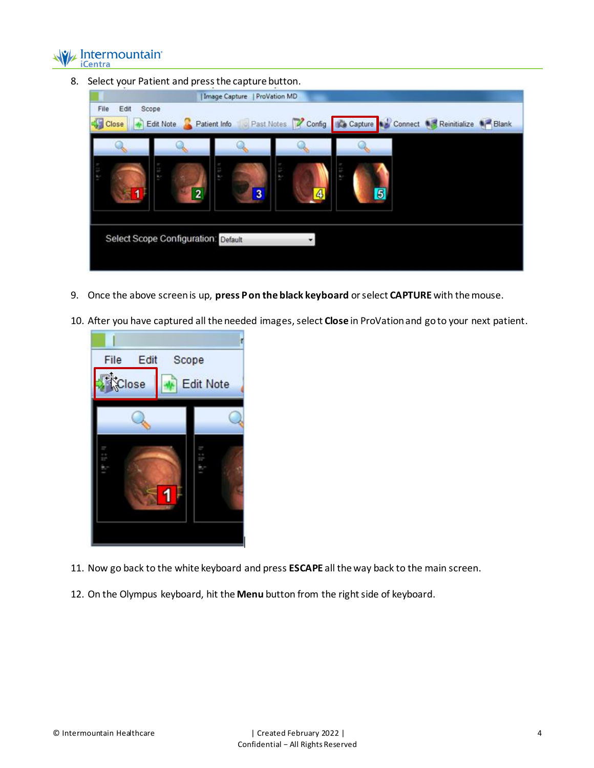8. Select your Patient and press the capture button.

9. Once the above screen is up, **press P on the black keyboard** or select **CAPTURE** with the mouse.

10. After you have captured all the needed images, select **Close** in ProVation and go to your next patient.

11. Now go back to the white keyboard and press **ESCAPE** all the way back to the main screen.

12. On the Olympus keyboard, hit the **Menu** button from the right side of keyboard.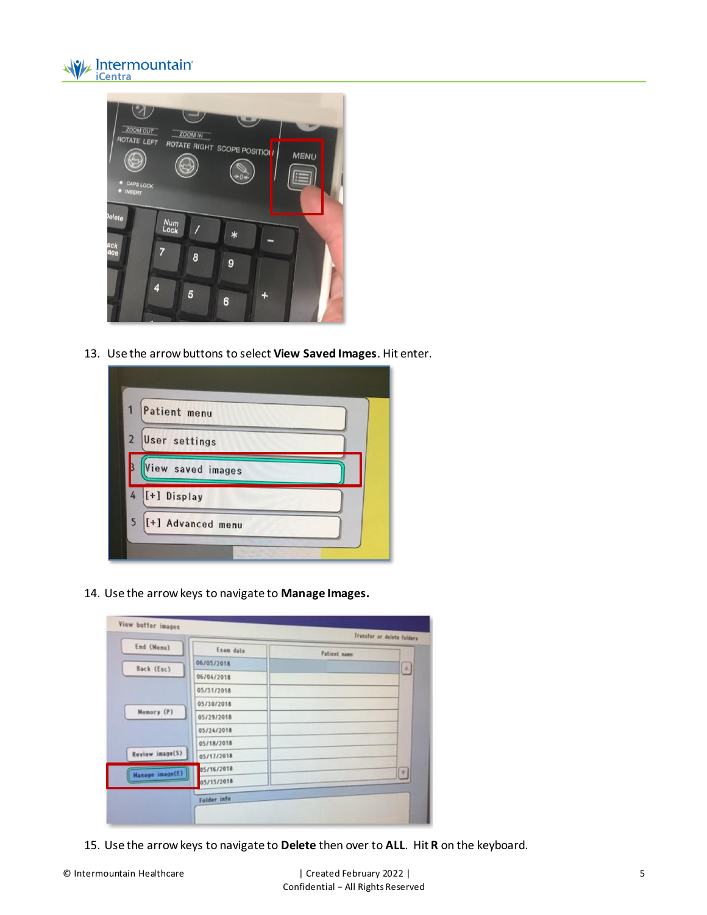13. Use the arrow buttons to select **View Saved Images**. Hit enter.

14. Use the arrow keys to navigate to **Manage Images.**

15. Use the arrow keys to navigate to **Delete** then over to **ALL**. Hit **R** on the keyboard.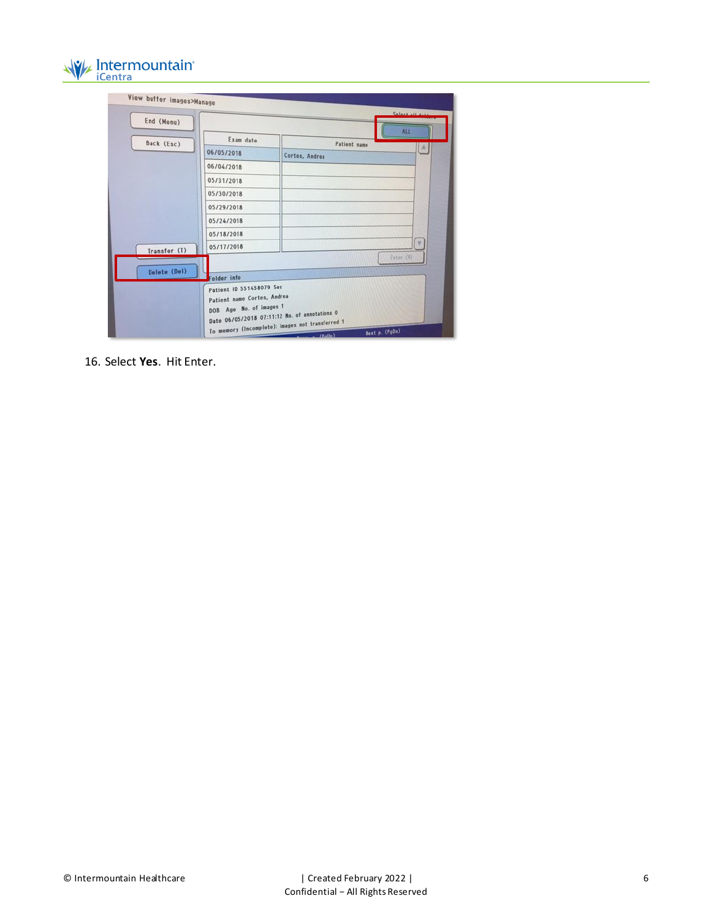16. Select **Yes**. Hit Enter.